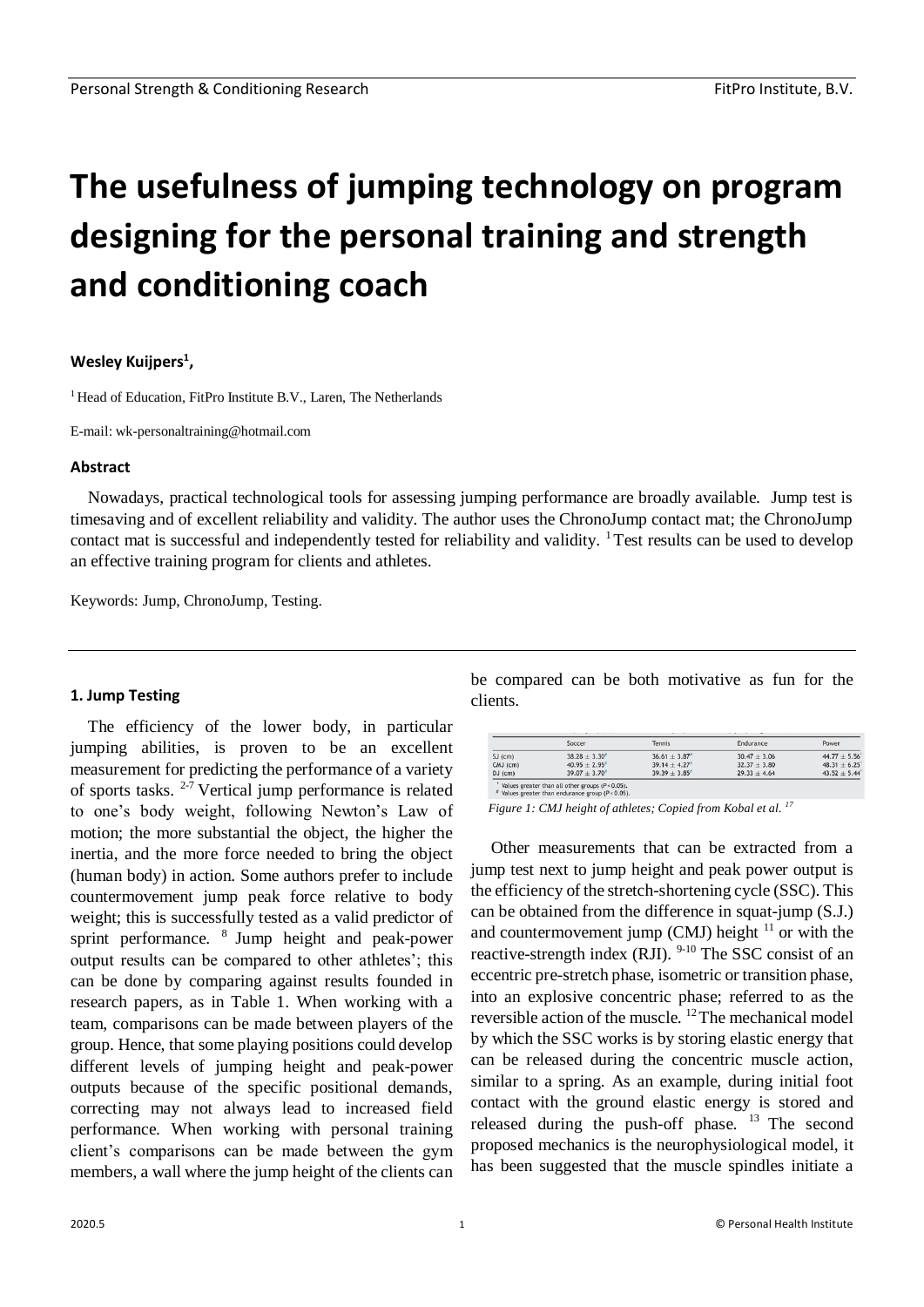# The usefulness of jumping technology on program designing for the personal training and strength and conditioning coach

**Wesley Kuijpers[1],**

[1] Head of Education, FitPro Institute B.V., Laren, The Netherlands

E-mail: wk-personaltraining@hotmail.com

### Abstract

Nowadays, practical technological tools for assessing jumping performance are broadly available. Jump test is timesaving and of excellent reliability and validity. The author uses the ChronoJump contact mat; the ChronoJump contact mat is successful and independently tested for reliability and validity. [1] Test results can be used to develop an effective training program for clients and athletes.

Keywords: Jump, ChronoJump, Testing.

---

#### 1. Jump Testing

The efficiency of the lower body, in particular jumping abilities, is proven to be an excellent measurement for predicting the performance of a variety of sports tasks. [2-7] Vertical jump performance is related to one's body weight, following Newton's Law of motion; the more substantial the object, the higher the inertia, and the more force needed to bring the object (human body) in action. Some authors prefer to include countermovement jump peak force relative to body weight; this is successfully tested as a valid predictor of sprint performance. [8] Jump height and peak-power output results can be compared to other athletes'; this can be done by comparing against results founded in research papers, as in Table 1. When working with a team, comparisons can be made between players of the group. Hence, that some playing positions could develop different levels of jumping height and peak-power outputs because of the specific positional demands, correcting may not always lead to increased field performance. When working with personal training client's comparisons can be made between the gym members, a wall where the jump height of the clients can be compared can be both motivative as fun for the clients.

| | Soccer | Tennis | Endurance | Power |
|---|---|---|---|---|
| SJ (cm) | 38.28 ± 3.30# | 36.61 ± 3.87# | 30.47 ± 3.06 | 44.77 ± 5.56* |
| CMJ (cm) | 40.95 ± 2.95# | 39.14 ± 4.27# | 32.37 ± 3.80 | 48.31 ± 6.25* |
| DJ (cm) | 39.07 ± 3.70# | 39.39 ± 3.85# | 29.33 ± 4.64 | 43.52 ± 5.44* |

\* Values greater than all other groups ($P < 0.05$).
\# Values greater than endurance group ($P < 0.05$).

*Figure 1: CMJ height of athletes; Copied from Kobal et al. [17]*

Other measurements that can be extracted from a jump test next to jump height and peak power output is the efficiency of the stretch-shortening cycle (SSC). This can be obtained from the difference in squat-jump (S.J.) and countermovement jump (CMJ) height [11] or with the reactive-strength index (RJI). [9-10] The SSC consist of an eccentric pre-stretch phase, isometric or transition phase, into an explosive concentric phase; referred to as the reversible action of the muscle. [12] The mechanical model by which the SSC works is by storing elastic energy that can be released during the concentric muscle action, similar to a spring. As an example, during initial foot contact with the ground elastic energy is stored and released during the push-off phase. [13] The second proposed mechanics is the neurophysiological model, it has been suggested that the muscle spindles initiate a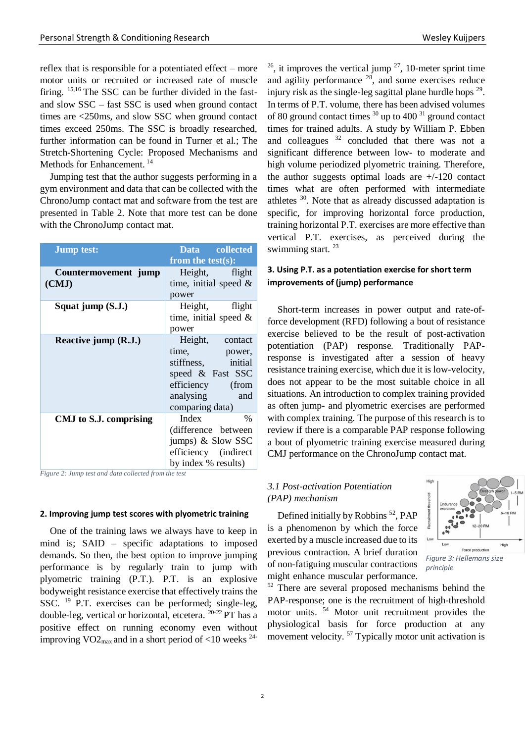reflex that is responsible for a potentiated effect – more motor units or recruited or increased rate of muscle firing. [15,16] The SSC can be further divided in the fast- and slow SSC – fast SSC is used when ground contact times are <250ms, and slow SSC when ground contact times exceed 250ms. The SSC is broadly researched, further information can be found in Turner et al.; The Stretch-Shortening Cycle: Proposed Mechanisms and Methods for Enhancement. [14]

Jumping test that the author suggests performing in a gym environment and data that can be collected with the ChronoJump contact mat and software from the test are presented in Table 2. Note that more test can be done with the ChronoJump contact mat.

| Jump test: | Data collected from the test(s): |
|---|---|
| **Countermovement jump (CMJ)** | Height, flight time, initial speed & power |
| **Squat jump (S.J.)** | Height, flight time, initial speed & power |
| **Reactive jump (R.J.)** | Height, contact time, power, stiffness, initial speed & Fast SSC efficiency (from analysing and comparing data) |
| **CMJ to S.J. comprising** | Index % (difference between jumps) & Slow SSC efficiency (indirect by index % results) |

*Figure 2: Jump test and data collected from the test*

## 2. Improving jump test scores with plyometric training

One of the training laws we always have to keep in mind is; SAID – specific adaptations to imposed demands. So then, the best option to improve jumping performance is by regularly train to jump with plyometric training (P.T.). P.T. is an explosive bodyweight resistance exercise that effectively trains the SSC. [19] P.T. exercises can be performed; single-leg, double-leg, vertical or horizontal, etcetera. [20-22] PT has a positive effect on running economy even without improving $VO2_{max}$ and in a short period of <10 weeks [24-26], it improves the vertical jump [27], 10-meter sprint time and agility performance [28], and some exercises reduce injury risk as the single-leg sagittal plane hurdle hops [29]. In terms of P.T. volume, there has been advised volumes of 80 ground contact times [30] up to 400 [31] ground contact times for trained adults. A study by William P. Ebben and colleagues [32] concluded that there was not a significant difference between low- to moderate and high volume periodized plyometric training. Therefore, the author suggests optimal loads are +/-120 contact times what are often performed with intermediate athletes [30]. Note that as already discussed adaptation is specific, for improving horizontal force production, training horizontal P.T. exercises are more effective than vertical P.T. exercises, as perceived during the swimming start. [23]

## 3. Using P.T. as a potentiation exercise for short term improvements of (jump) performance

Short-term increases in power output and rate-of-force development (RFD) following a bout of resistance exercise believed to be the result of post-activation potentiation (PAP) response. Traditionally PAP-response is investigated after a session of heavy resistance training exercise, which due it is low-velocity, does not appear to be the most suitable choice in all situations. An introduction to complex training provided as often jump- and plyometric exercises are performed with complex training. The purpose of this research is to review if there is a comparable PAP response following a bout of plyometric training exercise measured during CMJ performance on the ChronoJump contact mat.

### *3.1 Post-activation Potentiation (PAP) mechanism*

Defined initially by Robbins [52], PAP is a phenomenon by which the force exerted by a muscle increased due to its previous contraction. A brief duration of non-fatiguing muscular contractions might enhance muscular performance. [52] There are several proposed mechanisms behind the PAP-response; one is the recruitment of high-threshold motor units. [54] Motor unit recruitment provides the physiological basis for force production at any movement velocity. [57] Typically motor unit activation is

*Figure 3: Hellemans size principle*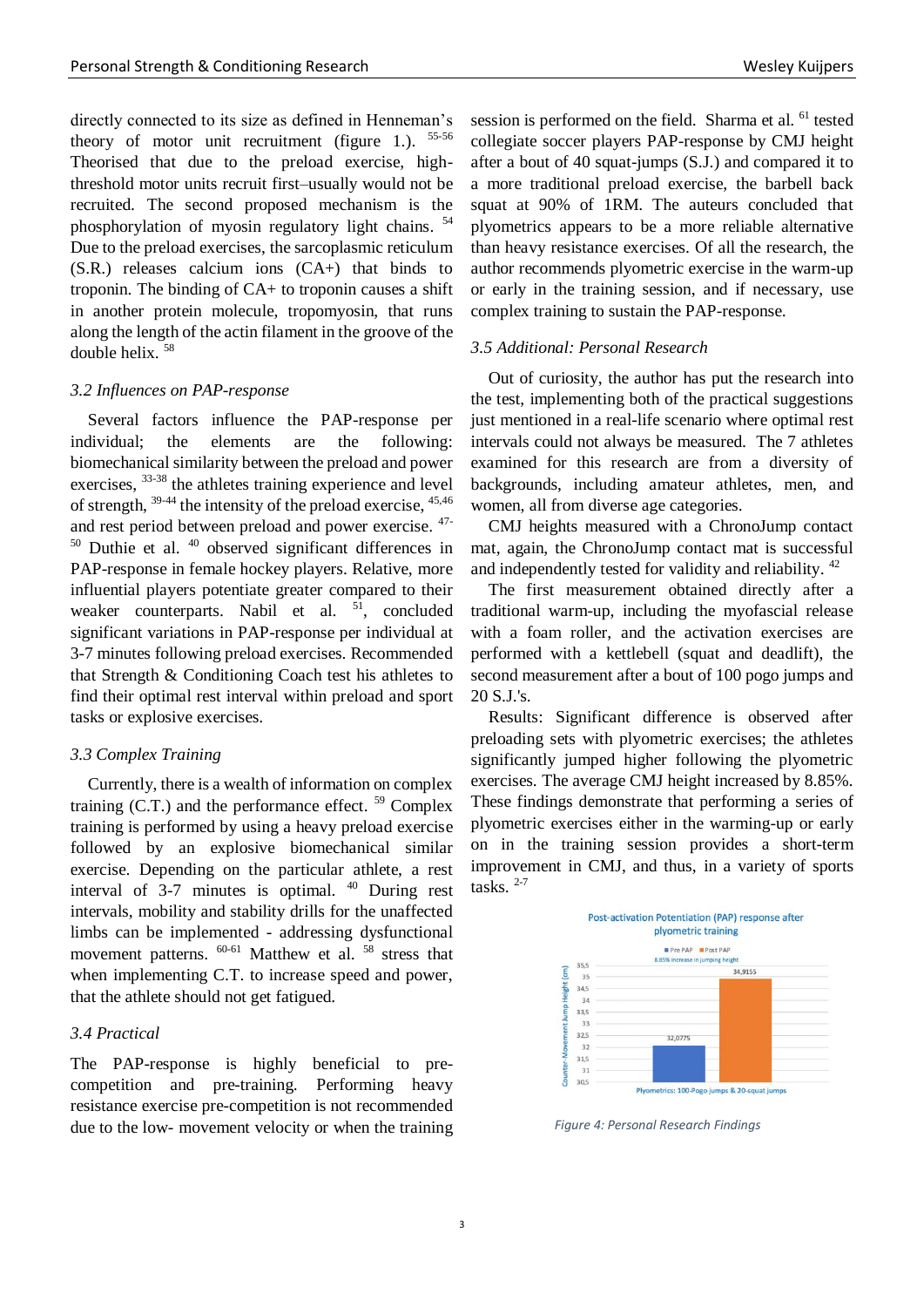directly connected to its size as defined in Henneman's theory of motor unit recruitment (figure 1.). [55-56] Theorised that due to the preload exercise, high-threshold motor units recruit first–usually would not be recruited. The second proposed mechanism is the phosphorylation of myosin regulatory light chains. [54] Due to the preload exercises, the sarcoplasmic reticulum (S.R.) releases calcium ions (CA+) that binds to troponin. The binding of CA+ to troponin causes a shift in another protein molecule, tropomyosin, that runs along the length of the actin filament in the groove of the double helix. [58]

### *3.2 Influences on PAP-response*

Several factors influence the PAP-response per individual; the elements are the following: biomechanical similarity between the preload and power exercises, [33-38] the athletes training experience and level of strength, [39-44] the intensity of the preload exercise, [45,46] and rest period between preload and power exercise. [47-50] Duthie et al. [40] observed significant differences in PAP-response in female hockey players. Relative, more influential players potentiate greater compared to their weaker counterparts. Nabil et al. [51], concluded significant variations in PAP-response per individual at 3-7 minutes following preload exercises. Recommended that Strength & Conditioning Coach test his athletes to find their optimal rest interval within preload and sport tasks or explosive exercises.

### *3.3 Complex Training*

Currently, there is a wealth of information on complex training (C.T.) and the performance effect. [59] Complex training is performed by using a heavy preload exercise followed by an explosive biomechanical similar exercise. Depending on the particular athlete, a rest interval of 3-7 minutes is optimal. [40] During rest intervals, mobility and stability drills for the unaffected limbs can be implemented - addressing dysfunctional movement patterns. [60-61] Matthew et al. [58] stress that when implementing C.T. to increase speed and power, that the athlete should not get fatigued.

### *3.4 Practical*

The PAP-response is highly beneficial to pre-competition and pre-training. Performing heavy resistance exercise pre-competition is not recommended due to the low- movement velocity or when the training session is performed on the field. Sharma et al. [61] tested collegiate soccer players PAP-response by CMJ height after a bout of 40 squat-jumps (S.J.) and compared it to a more traditional preload exercise, the barbell back squat at 90% of 1RM. The auteurs concluded that plyometrics appears to be a more reliable alternative than heavy resistance exercises. Of all the research, the author recommends plyometric exercise in the warm-up or early in the training session, and if necessary, use complex training to sustain the PAP-response.

### *3.5 Additional: Personal Research*

Out of curiosity, the author has put the research into the test, implementing both of the practical suggestions just mentioned in a real-life scenario where optimal rest intervals could not always be measured. The 7 athletes examined for this research are from a diversity of backgrounds, including amateur athletes, men, and women, all from diverse age categories.

CMJ heights measured with a ChronoJump contact mat, again, the ChronoJump contact mat is successful and independently tested for validity and reliability. [42]

The first measurement obtained directly after a traditional warm-up, including the myofascial release with a foam roller, and the activation exercises are performed with a kettlebell (squat and deadlift), the second measurement after a bout of 100 pogo jumps and 20 S.J.'s.

Results: Significant difference is observed after preloading sets with plyometric exercises; the athletes significantly jumped higher following the plyometric exercises. The average CMJ height increased by 8.85%. These findings demonstrate that performing a series of plyometric exercises either in the warming-up or early on in the training session provides a short-term improvement in CMJ, and thus, in a variety of sports tasks. [2-7]

*Figure 4: Personal Research Findings*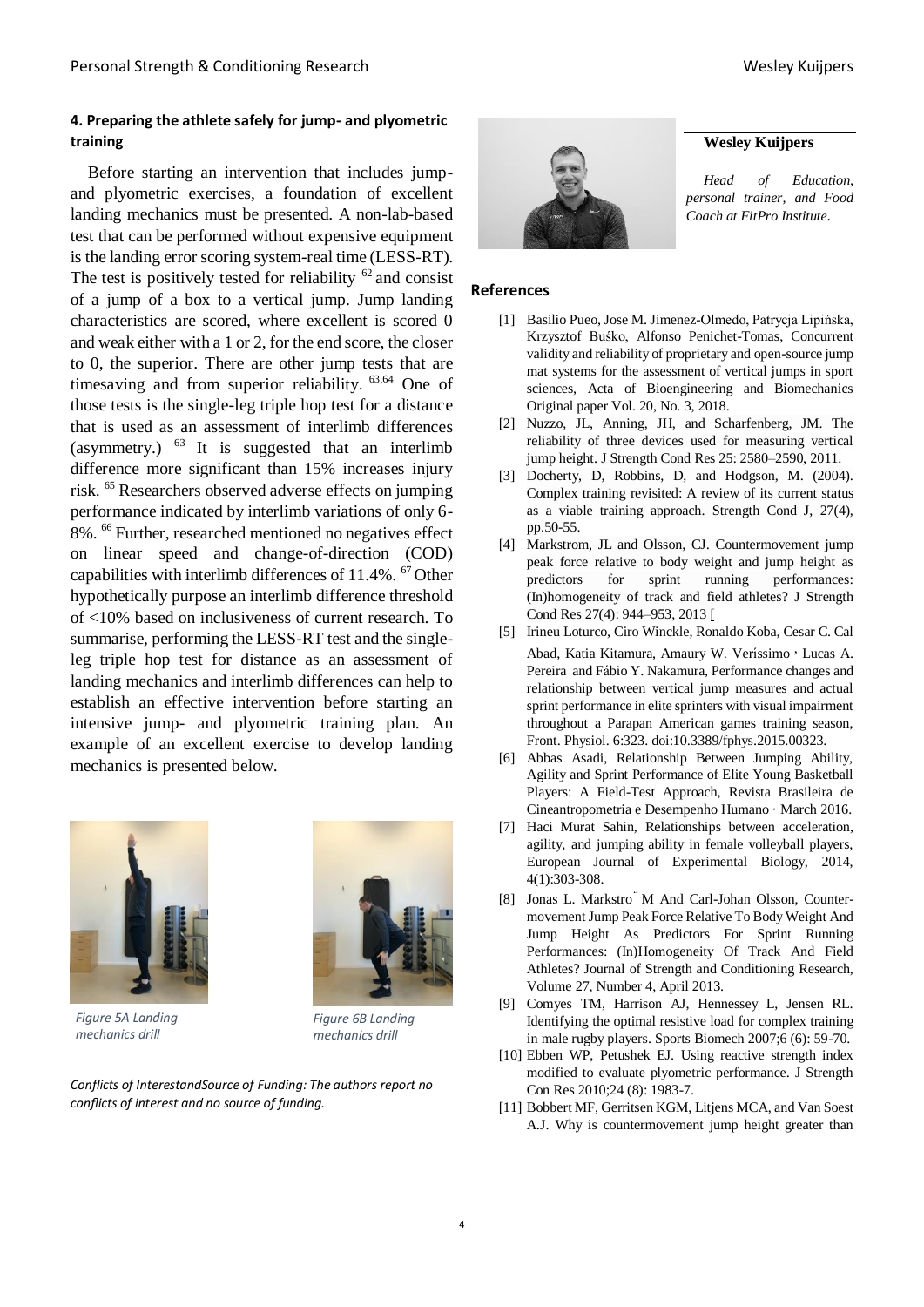### 4. Preparing the athlete safely for jump- and plyometric training

Before starting an intervention that includes jump- and plyometric exercises, a foundation of excellent landing mechanics must be presented. A non-lab-based test that can be performed without expensive equipment is the landing error scoring system-real time (LESS-RT). The test is positively tested for reliability [62] and consist of a jump of a box to a vertical jump. Jump landing characteristics are scored, where excellent is scored 0 and weak either with a 1 or 2, for the end score, the closer to 0, the superior. There are other jump tests that are timesaving and from superior reliability. [63,64] One of those tests is the single-leg triple hop test for a distance that is used as an assessment of interlimb differences (asymmetry.) [63] It is suggested that an interlimb difference more significant than 15% increases injury risk. [65] Researchers observed adverse effects on jumping performance indicated by interlimb variations of only 6-8%. [66] Further, researched mentioned no negatives effect on linear speed and change-of-direction (COD) capabilities with interlimb differences of 11.4%. [67] Other hypothetically purpose an interlimb difference threshold of <10% based on inclusiveness of current research. To summarise, performing the LESS-RT test and the single-leg triple hop test for distance as an assessment of landing mechanics and interlimb differences can help to establish an effective intervention before starting an intensive jump- and plyometric training plan. An example of an excellent exercise to develop landing mechanics is presented below.

*Figure 5A Landing mechanics drill*

*Figure 6B Landing mechanics drill*

*Conflicts of InterestandSource of Funding: The authors report no conflicts of interest and no source of funding.*

**Wesley Kuijpers**

*Head of Education, personal trainer, and Food Coach at FitPro Institute.*

### References

[1] Basilio Pueo, Jose M. Jimenez-Olmedo, Patrycja Lipińska, Krzysztof Buśko, Alfonso Penichet-Tomas, Concurrent validity and reliability of proprietary and open-source jump mat systems for the assessment of vertical jumps in sport sciences, Acta of Bioengineering and Biomechanics Original paper Vol. 20, No. 3, 2018.

[2] Nuzzo, JL, Anning, JH, and Scharfenberg, JM. The reliability of three devices used for measuring vertical jump height. J Strength Cond Res 25: 2580–2590, 2011.

[3] Docherty, D, Robbins, D, and Hodgson, M. (2004). Complex training revisited: A review of its current status as a viable training approach. Strength Cond J, 27(4), pp.50-55.

[4] Markstrom, JL and Olsson, CJ. Countermovement jump peak force relative to body weight and jump height as predictors for sprint running performances: (In)homogeneity of track and field athletes? J Strength Cond Res 27(4): 944–953, 2013 [

[5] Irineu Loturco, Ciro Winckle, Ronaldo Koba, Cesar C. Cal Abad, Katia Kitamura, Amaury W. Veríssimo, Lucas A. Pereira and Fábio Y. Nakamura, Performance changes and relationship between vertical jump measures and actual sprint performance in elite sprinters with visual impairment throughout a Parapan American games training season, Front. Physiol. 6:323. doi:10.3389/fphys.2015.00323.

[6] Abbas Asadi, Relationship Between Jumping Ability, Agility and Sprint Performance of Elite Young Basketball Players: A Field-Test Approach, Revista Brasileira de Cineantropometria e Desempenho Humano · March 2016.

[7] Haci Murat Sahin, Relationships between acceleration, agility, and jumping ability in female volleyball players, European Journal of Experimental Biology, 2014, 4(1):303-308.

[8] Jonas L. Markstro¨M And Carl-Johan Olsson, Countermovement Jump Peak Force Relative To Body Weight And Jump Height As Predictors For Sprint Running Performances: (In)Homogeneity Of Track And Field Athletes? Journal of Strength and Conditioning Research, Volume 27, Number 4, April 2013.

[9] Comyes TM, Harrison AJ, Hennessey L, Jensen RL. Identifying the optimal resistive load for complex training in male rugby players. Sports Biomech 2007;6 (6): 59-70.

[10] Ebben WP, Petushek EJ. Using reactive strength index modified to evaluate plyometric performance. J Strength Con Res 2010;24 (8): 1983-7.

[11] Bobbert MF, Gerritsen KGM, Litjens MCA, and Van Soest A.J. Why is countermovement jump height greater than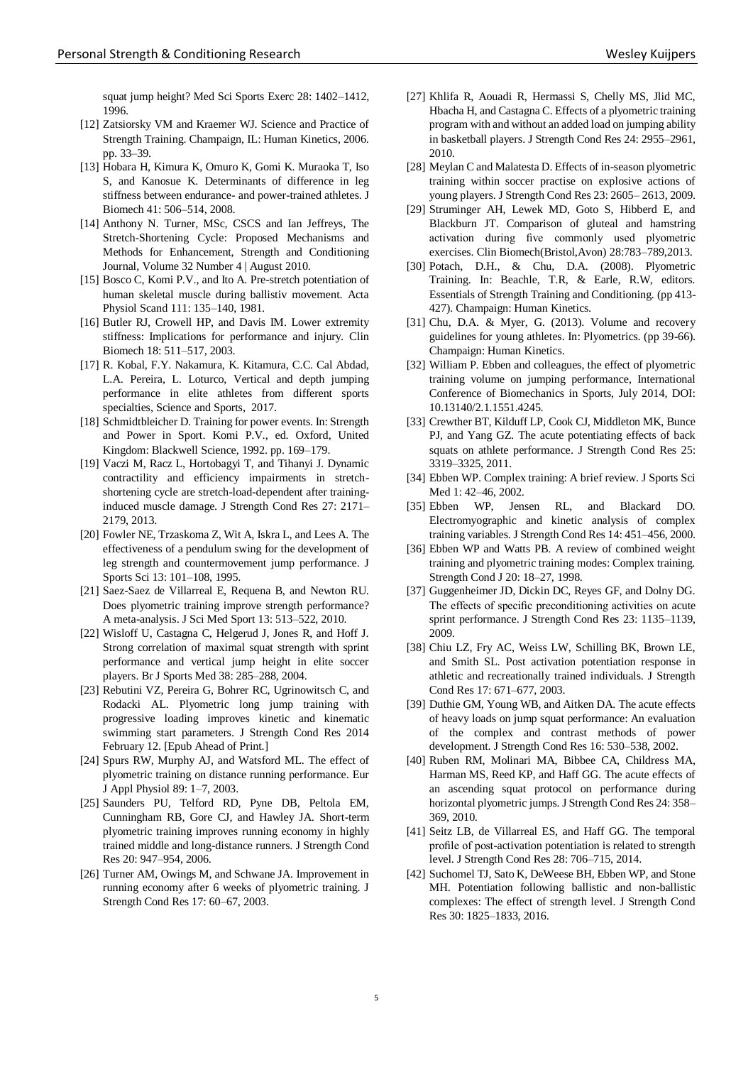squat jump height? Med Sci Sports Exerc 28: 1402–1412, 1996.

[12] Zatsiorsky VM and Kraemer WJ. Science and Practice of Strength Training. Champaign, IL: Human Kinetics, 2006. pp. 33–39.

[13] Hobara H, Kimura K, Omuro K, Gomi K. Muraoka T, Iso S, and Kanosue K. Determinants of difference in leg stiffness between endurance- and power-trained athletes. J Biomech 41: 506–514, 2008.

[14] Anthony N. Turner, MSc, CSCS and Ian Jeffreys, The Stretch-Shortening Cycle: Proposed Mechanisms and Methods for Enhancement, Strength and Conditioning Journal, Volume 32 Number 4 | August 2010.

[15] Bosco C, Komi P.V., and Ito A. Pre-stretch potentiation of human skeletal muscle during ballistiv movement. Acta Physiol Scand 111: 135–140, 1981.

[16] Butler RJ, Crowell HP, and Davis IM. Lower extremity stiffness: Implications for performance and injury. Clin Biomech 18: 511–517, 2003.

[17] R. Kobal, F.Y. Nakamura, K. Kitamura, C.C. Cal Abdad, L.A. Pereira, L. Loturco, Vertical and depth jumping performance in elite athletes from different sports specialties, Science and Sports, 2017.

[18] Schmidtbleicher D. Training for power events. In: Strength and Power in Sport. Komi P.V., ed. Oxford, United Kingdom: Blackwell Science, 1992. pp. 169–179.

[19] Vaczi M, Racz L, Hortobagyi T, and Tihanyi J. Dynamic contractility and efficiency impairments in stretch-shortening cycle are stretch-load-dependent after training-induced muscle damage. J Strength Cond Res 27: 2171–2179, 2013.

[20] Fowler NE, Trzaskoma Z, Wit A, Iskra L, and Lees A. The effectiveness of a pendulum swing for the development of leg strength and countermovement jump performance. J Sports Sci 13: 101–108, 1995.

[21] Saez-Saez de Villarreal E, Requena B, and Newton RU. Does plyometric training improve strength performance? A meta-analysis. J Sci Med Sport 13: 513–522, 2010.

[22] Wisloff U, Castagna C, Helgerud J, Jones R, and Hoff J. Strong correlation of maximal squat strength with sprint performance and vertical jump height in elite soccer players. Br J Sports Med 38: 285–288, 2004.

[23] Rebutini VZ, Pereira G, Bohrer RC, Ugrinowitsch C, and Rodacki AL. Plyometric long jump training with progressive loading improves kinetic and kinematic swimming start parameters. J Strength Cond Res 2014 February 12. [Epub Ahead of Print.]

[24] Spurs RW, Murphy AJ, and Watsford ML. The effect of plyometric training on distance running performance. Eur J Appl Physiol 89: 1–7, 2003.

[25] Saunders PU, Telford RD, Pyne DB, Peltola EM, Cunningham RB, Gore CJ, and Hawley JA. Short-term plyometric training improves running economy in highly trained middle and long-distance runners. J Strength Cond Res 20: 947–954, 2006.

[26] Turner AM, Owings M, and Schwane JA. Improvement in running economy after 6 weeks of plyometric training. J Strength Cond Res 17: 60–67, 2003.

[27] Khlifa R, Aouadi R, Hermassi S, Chelly MS, Jlid MC, Hbacha H, and Castagna C. Effects of a plyometric training program with and without an added load on jumping ability in basketball players. J Strength Cond Res 24: 2955–2961, 2010.

[28] Meylan C and Malatesta D. Effects of in-season plyometric training within soccer practise on explosive actions of young players. J Strength Cond Res 23: 2605– 2613, 2009.

[29] Struminger AH, Lewek MD, Goto S, Hibberd E, and Blackburn JT. Comparison of gluteal and hamstring activation during five commonly used plyometric exercises. Clin Biomech(Bristol,Avon) 28:783–789,2013.

[30] Potach, D.H., & Chu, D.A. (2008). Plyometric Training. In: Beachle, T.R, & Earle, R.W, editors. Essentials of Strength Training and Conditioning. (pp 413-427). Champaign: Human Kinetics.

[31] Chu, D.A. & Myer, G. (2013). Volume and recovery guidelines for young athletes. In: Plyometrics. (pp 39-66). Champaign: Human Kinetics.

[32] William P. Ebben and colleagues, the effect of plyometric training volume on jumping performance, International Conference of Biomechanics in Sports, July 2014, DOI: 10.13140/2.1.1551.4245.

[33] Crewther BT, Kilduff LP, Cook CJ, Middleton MK, Bunce PJ, and Yang GZ. The acute potentiating effects of back squats on athlete performance. J Strength Cond Res 25: 3319–3325, 2011.

[34] Ebben WP. Complex training: A brief review. J Sports Sci Med 1: 42–46, 2002.

[35] Ebben WP, Jensen RL, and Blackard DO. Electromyographic and kinetic analysis of complex training variables. J Strength Cond Res 14: 451–456, 2000.

[36] Ebben WP and Watts PB. A review of combined weight training and plyometric training modes: Complex training. Strength Cond J 20: 18–27, 1998.

[37] Guggenheimer JD, Dickin DC, Reyes GF, and Dolny DG. The effects of specific preconditioning activities on acute sprint performance. J Strength Cond Res 23: 1135–1139, 2009.

[38] Chiu LZ, Fry AC, Weiss LW, Schilling BK, Brown LE, and Smith SL. Post activation potentiation response in athletic and recreationally trained individuals. J Strength Cond Res 17: 671–677, 2003.

[39] Duthie GM, Young WB, and Aitken DA. The acute effects of heavy loads on jump squat performance: An evaluation of the complex and contrast methods of power development. J Strength Cond Res 16: 530–538, 2002.

[40] Ruben RM, Molinari MA, Bibbee CA, Childress MA, Harman MS, Reed KP, and Haff GG. The acute effects of an ascending squat protocol on performance during horizontal plyometric jumps. J Strength Cond Res 24: 358–369, 2010.

[41] Seitz LB, de Villarreal ES, and Haff GG. The temporal profile of post-activation potentiation is related to strength level. J Strength Cond Res 28: 706–715, 2014.

[42] Suchomel TJ, Sato K, DeWeese BH, Ebben WP, and Stone MH. Potentiation following ballistic and non-ballistic complexes: The effect of strength level. J Strength Cond Res 30: 1825–1833, 2016.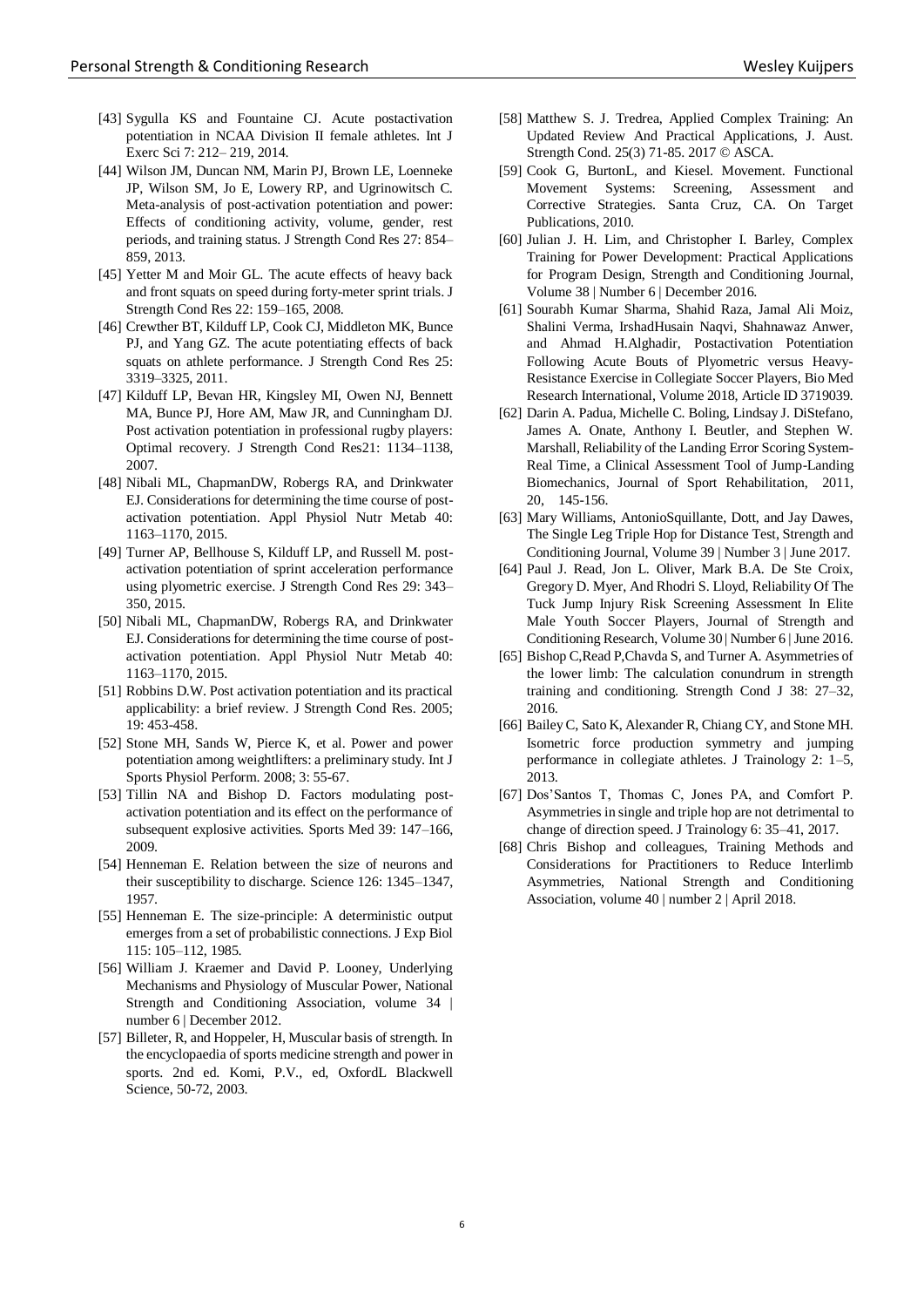[43] Sygulla KS and Fountaine CJ. Acute postactivation potentiation in NCAA Division II female athletes. Int J Exerc Sci 7: 212– 219, 2014.

[44] Wilson JM, Duncan NM, Marin PJ, Brown LE, Loenneke JP, Wilson SM, Jo E, Lowery RP, and Ugrinowitsch C. Meta-analysis of post-activation potentiation and power: Effects of conditioning activity, volume, gender, rest periods, and training status. J Strength Cond Res 27: 854–859, 2013.

[45] Yetter M and Moir GL. The acute effects of heavy back and front squats on speed during forty-meter sprint trials. J Strength Cond Res 22: 159–165, 2008.

[46] Crewther BT, Kilduff LP, Cook CJ, Middleton MK, Bunce PJ, and Yang GZ. The acute potentiating effects of back squats on athlete performance. J Strength Cond Res 25: 3319–3325, 2011.

[47] Kilduff LP, Bevan HR, Kingsley MI, Owen NJ, Bennett MA, Bunce PJ, Hore AM, Maw JR, and Cunningham DJ. Post activation potentiation in professional rugby players: Optimal recovery. J Strength Cond Res21: 1134–1138, 2007.

[48] Nibali ML, ChapmanDW, Robergs RA, and Drinkwater EJ. Considerations for determining the time course of post-activation potentiation. Appl Physiol Nutr Metab 40: 1163–1170, 2015.

[49] Turner AP, Bellhouse S, Kilduff LP, and Russell M. post-activation potentiation of sprint acceleration performance using plyometric exercise. J Strength Cond Res 29: 343–350, 2015.

[50] Nibali ML, ChapmanDW, Robergs RA, and Drinkwater EJ. Considerations for determining the time course of post-activation potentiation. Appl Physiol Nutr Metab 40: 1163–1170, 2015.

[51] Robbins D.W. Post activation potentiation and its practical applicability: a brief review. J Strength Cond Res. 2005; 19: 453-458.

[52] Stone MH, Sands W, Pierce K, et al. Power and power potentiation among weightlifters: a preliminary study. Int J Sports Physiol Perform. 2008; 3: 55-67.

[53] Tillin NA and Bishop D. Factors modulating post-activation potentiation and its effect on the performance of subsequent explosive activities. Sports Med 39: 147–166, 2009.

[54] Henneman E. Relation between the size of neurons and their susceptibility to discharge. Science 126: 1345–1347, 1957.

[55] Henneman E. The size-principle: A deterministic output emerges from a set of probabilistic connections. J Exp Biol 115: 105–112, 1985.

[56] William J. Kraemer and David P. Looney, Underlying Mechanisms and Physiology of Muscular Power, National Strength and Conditioning Association, volume 34 | number 6 | December 2012.

[57] Billeter, R, and Hoppeler, H, Muscular basis of strength. In the encyclopaedia of sports medicine strength and power in sports. 2nd ed. Komi, P.V., ed, OxfordL Blackwell Science, 50-72, 2003.

[58] Matthew S. J. Tredrea, Applied Complex Training: An Updated Review And Practical Applications, J. Aust. Strength Cond. 25(3) 71-85. 2017 © ASCA.

[59] Cook G, BurtonL, and Kiesel. Movement. Functional Movement Systems: Screening, Assessment and Corrective Strategies. Santa Cruz, CA. On Target Publications, 2010.

[60] Julian J. H. Lim, and Christopher I. Barley, Complex Training for Power Development: Practical Applications for Program Design, Strength and Conditioning Journal, Volume 38 | Number 6 | December 2016.

[61] Sourabh Kumar Sharma, Shahid Raza, Jamal Ali Moiz, Shalini Verma, IrshadHusain Naqvi, Shahnawaz Anwer, and Ahmad H.Alghadir, Postactivation Potentiation Following Acute Bouts of Plyometric versus Heavy-Resistance Exercise in Collegiate Soccer Players, Bio Med Research International, Volume 2018, Article ID 3719039.

[62] Darin A. Padua, Michelle C. Boling, Lindsay J. DiStefano, James A. Onate, Anthony I. Beutler, and Stephen W. Marshall, Reliability of the Landing Error Scoring System-Real Time, a Clinical Assessment Tool of Jump-Landing Biomechanics, Journal of Sport Rehabilitation, 2011, 20, 145-156.

[63] Mary Williams, AntonioSquillante, Dott, and Jay Dawes, The Single Leg Triple Hop for Distance Test, Strength and Conditioning Journal, Volume 39 | Number 3 | June 2017.

[64] Paul J. Read, Jon L. Oliver, Mark B.A. De Ste Croix, Gregory D. Myer, And Rhodri S. Lloyd, Reliability Of The Tuck Jump Injury Risk Screening Assessment In Elite Male Youth Soccer Players, Journal of Strength and Conditioning Research, Volume 30 | Number 6 | June 2016.

[65] Bishop C,Read P,Chavda S, and Turner A. Asymmetries of the lower limb: The calculation conundrum in strength training and conditioning. Strength Cond J 38: 27–32, 2016.

[66] Bailey C, Sato K, Alexander R, Chiang CY, and Stone MH. Isometric force production symmetry and jumping performance in collegiate athletes. J Trainology 2: 1–5, 2013.

[67] Dos'Santos T, Thomas C, Jones PA, and Comfort P. Asymmetries in single and triple hop are not detrimental to change of direction speed. J Trainology 6: 35–41, 2017.

[68] Chris Bishop and colleagues, Training Methods and Considerations for Practitioners to Reduce Interlimb Asymmetries, National Strength and Conditioning Association, volume 40 | number 2 | April 2018.